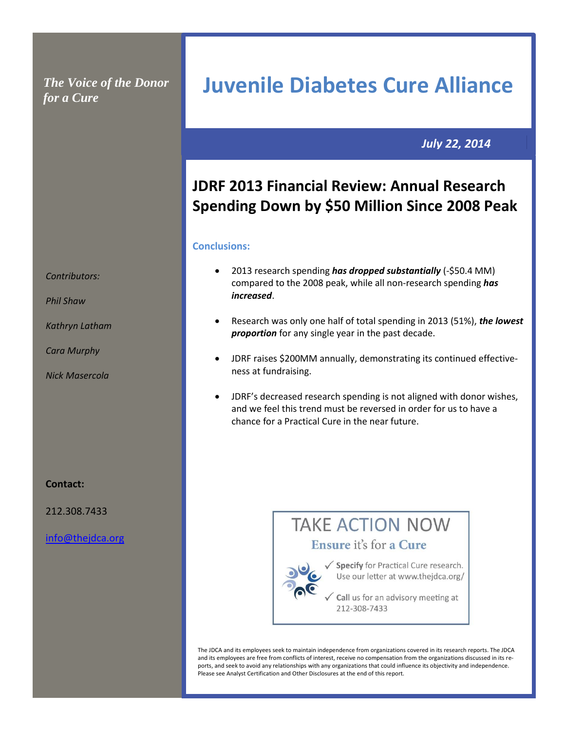*The Voice of the Donor for a Cure*

# Juvenile Diabetes Cure Alliance

***July 22, 2014***

## JDRF 2013 Financial Review: Annual Research Spending Down by $50 Million Since 2008 Peak

### Conclusions:

- 2013 research spending ***has dropped substantially*** (-$50.4 MM) compared to the 2008 peak, while all non-research spending ***has increased***.
- Research was only one half of total spending in 2013 (51%), ***the lowest proportion*** for any single year in the past decade.
- JDRF raises $200MM annually, demonstrating its continued effectiveness at fundraising.
- JDRF's decreased research spending is not aligned with donor wishes, and we feel this trend must be reversed in order for us to have a chance for a Practical Cure in the near future.

*Contributors:*

*Phil Shaw*

*Kathryn Latham*

*Cara Murphy*

*Nick Masercola*

**Contact:**

212.308.7433

info@thejdca.org

TAKE ACTION NOW

Ensure it's for a Cure

✓ **Specify** for Practical Cure research. Use our letter at www.thejdca.org/

✓ **Call** us for an advisory meeting at 212-308-7433

The JDCA and its employees seek to maintain independence from organizations covered in its research reports. The JDCA and its employees are free from conflicts of interest, receive no compensation from the organizations discussed in its reports, and seek to avoid any relationships with any organizations that could influence its objectivity and independence. Please see Analyst Certification and Other Disclosures at the end of this report.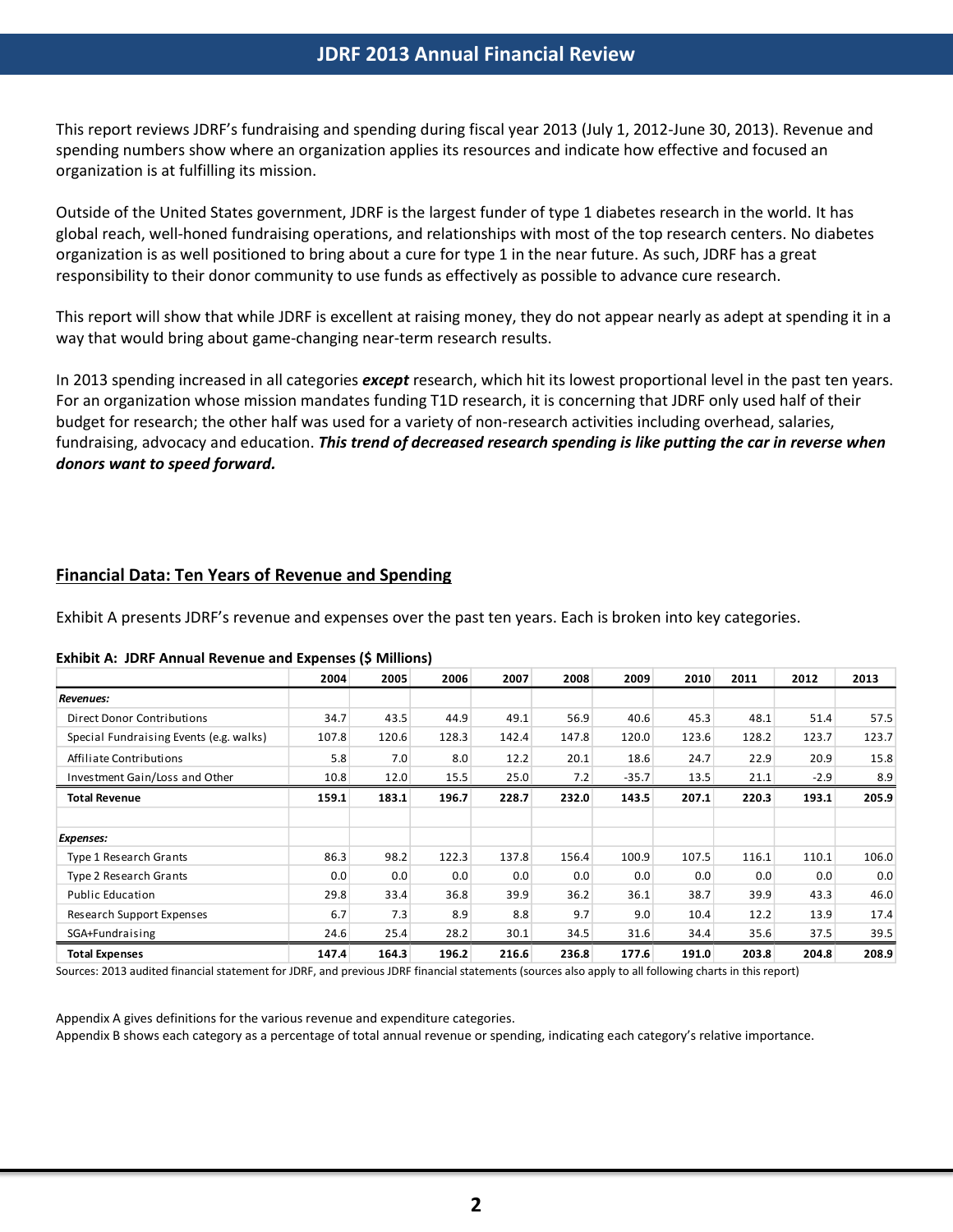# JDRF 2013 Annual Financial Review

This report reviews JDRF's fundraising and spending during fiscal year 2013 (July 1, 2012-June 30, 2013). Revenue and spending numbers show where an organization applies its resources and indicate how effective and focused an organization is at fulfilling its mission.

Outside of the United States government, JDRF is the largest funder of type 1 diabetes research in the world. It has global reach, well-honed fundraising operations, and relationships with most of the top research centers. No diabetes organization is as well positioned to bring about a cure for type 1 in the near future. As such, JDRF has a great responsibility to their donor community to use funds as effectively as possible to advance cure research.

This report will show that while JDRF is excellent at raising money, they do not appear nearly as adept at spending it in a way that would bring about game-changing near-term research results.

In 2013 spending increased in all categories ***except*** research, which hit its lowest proportional level in the past ten years. For an organization whose mission mandates funding T1D research, it is concerning that JDRF only used half of their budget for research; the other half was used for a variety of non-research activities including overhead, salaries, fundraising, advocacy and education. ***This trend of decreased research spending is like putting the car in reverse when donors want to speed forward.***

## Financial Data: Ten Years of Revenue and Spending

Exhibit A presents JDRF's revenue and expenses over the past ten years. Each is broken into key categories.

**Exhibit A: JDRF Annual Revenue and Expenses ($ Millions)**

| | 2004 | 2005 | 2006 | 2007 | 2008 | 2009 | 2010 | 2011 | 2012 | 2013 |
|---|---|---|---|---|---|---|---|---|---|---|
| ***Revenues:*** | | | | | | | | | | |
| Direct Donor Contributions | 34.7 | 43.5 | 44.9 | 49.1 | 56.9 | 40.6 | 45.3 | 48.1 | 51.4 | 57.5 |
| Special Fundraising Events (e.g. walks) | 107.8 | 120.6 | 128.3 | 142.4 | 147.8 | 120.0 | 123.6 | 128.2 | 123.7 | 123.7 |
| Affiliate Contributions | 5.8 | 7.0 | 8.0 | 12.2 | 20.1 | 18.6 | 24.7 | 22.9 | 20.9 | 15.8 |
| Investment Gain/Loss and Other | 10.8 | 12.0 | 15.5 | 25.0 | 7.2 | -35.7 | 13.5 | 21.1 | -2.9 | 8.9 |
| **Total Revenue** | **159.1** | **183.1** | **196.7** | **228.7** | **232.0** | **143.5** | **207.1** | **220.3** | **193.1** | **205.9** |
| | | | | | | | | | | |
| ***Expenses:*** | | | | | | | | | | |
| Type 1 Research Grants | 86.3 | 98.2 | 122.3 | 137.8 | 156.4 | 100.9 | 107.5 | 116.1 | 110.1 | 106.0 |
| Type 2 Research Grants | 0.0 | 0.0 | 0.0 | 0.0 | 0.0 | 0.0 | 0.0 | 0.0 | 0.0 | 0.0 |
| Public Education | 29.8 | 33.4 | 36.8 | 39.9 | 36.2 | 36.1 | 38.7 | 39.9 | 43.3 | 46.0 |
| Research Support Expenses | 6.7 | 7.3 | 8.9 | 8.8 | 9.7 | 9.0 | 10.4 | 12.2 | 13.9 | 17.4 |
| SGA+Fundraising | 24.6 | 25.4 | 28.2 | 30.1 | 34.5 | 31.6 | 34.4 | 35.6 | 37.5 | 39.5 |
| **Total Expenses** | **147.4** | **164.3** | **196.2** | **216.6** | **236.8** | **177.6** | **191.0** | **203.8** | **204.8** | **208.9** |

Sources: 2013 audited financial statement for JDRF, and previous JDRF financial statements (sources also apply to all following charts in this report)

Appendix A gives definitions for the various revenue and expenditure categories.
Appendix B shows each category as a percentage of total annual revenue or spending, indicating each category's relative importance.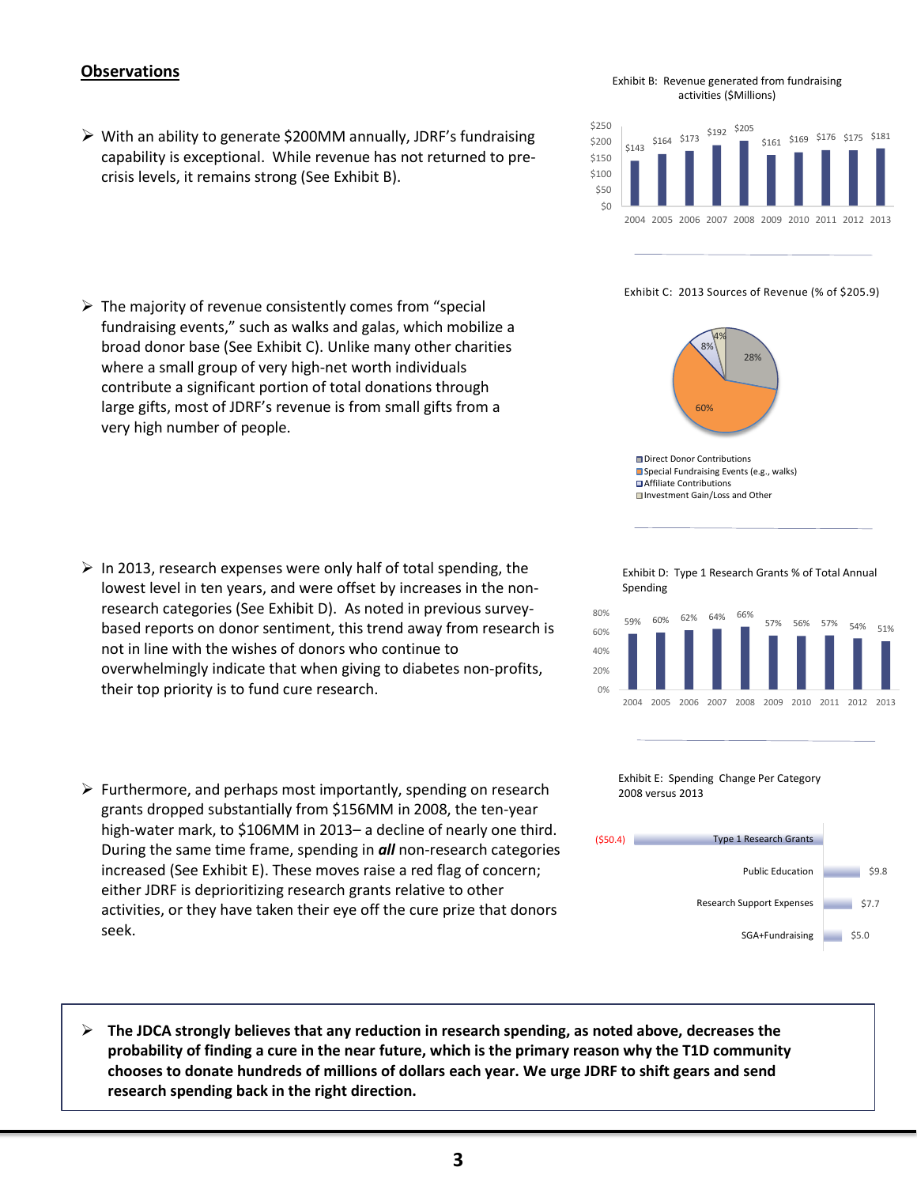## Observations

- With an ability to generate $200MM annually, JDRF's fundraising capability is exceptional. While revenue has not returned to pre-crisis levels, it remains strong (See Exhibit B).

Exhibit B: Revenue generated from fundraising activities ($Millions)

| 2004 | 2005 | 2006 | 2007 | 2008 | 2009 | 2010 | 2011 | 2012 | 2013 |
|---|---|---|---|---|---|---|---|---|---|
| $143 | $164 | $173 | $192 | $205 | $161 | $169 | $176 | $175 | $181 |

- The majority of revenue consistently comes from "special fundraising events," such as walks and galas, which mobilize a broad donor base (See Exhibit C). Unlike many other charities where a small group of very high-net worth individuals contribute a significant portion of total donations through large gifts, most of JDRF's revenue is from small gifts from a very high number of people.

Exhibit C: 2013 Sources of Revenue (% of $205.9)

| Source | % |
|---|---|
| Direct Donor Contributions | 28% |
| Special Fundraising Events (e.g., walks) | 60% |
| Affiliate Contributions | 8% |
| Investment Gain/Loss and Other | 4% |

- In 2013, research expenses were only half of total spending, the lowest level in ten years, and were offset by increases in the non-research categories (See Exhibit D). As noted in previous survey-based reports on donor sentiment, this trend away from research is not in line with the wishes of donors who continue to overwhelmingly indicate that when giving to diabetes non-profits, their top priority is to fund cure research.

Exhibit D: Type 1 Research Grants % of Total Annual Spending

| 2004 | 2005 | 2006 | 2007 | 2008 | 2009 | 2010 | 2011 | 2012 | 2013 |
|---|---|---|---|---|---|---|---|---|---|
| 59% | 60% | 62% | 64% | 66% | 57% | 56% | 57% | 54% | 51% |

- Furthermore, and perhaps most importantly, spending on research grants dropped substantially from $156MM in 2008, the ten-year high-water mark, to $106MM in 2013– a decline of nearly one third. During the same time frame, spending in ***all*** non-research categories increased (See Exhibit E). These moves raise a red flag of concern; either JDRF is deprioritizing research grants relative to other activities, or they have taken their eye off the cure prize that donors seek.

Exhibit E: Spending Change Per Category 2008 versus 2013

| Category | Change |
|---|---|
| Type 1 Research Grants | ($50.4) |
| Public Education | $9.8 |
| Research Support Expenses | $7.7 |
| SGA+Fundraising | $5.0 |

- **The JDCA strongly believes that any reduction in research spending, as noted above, decreases the probability of finding a cure in the near future, which is the primary reason why the T1D community chooses to donate hundreds of millions of dollars each year. We urge JDRF to shift gears and send research spending back in the right direction.**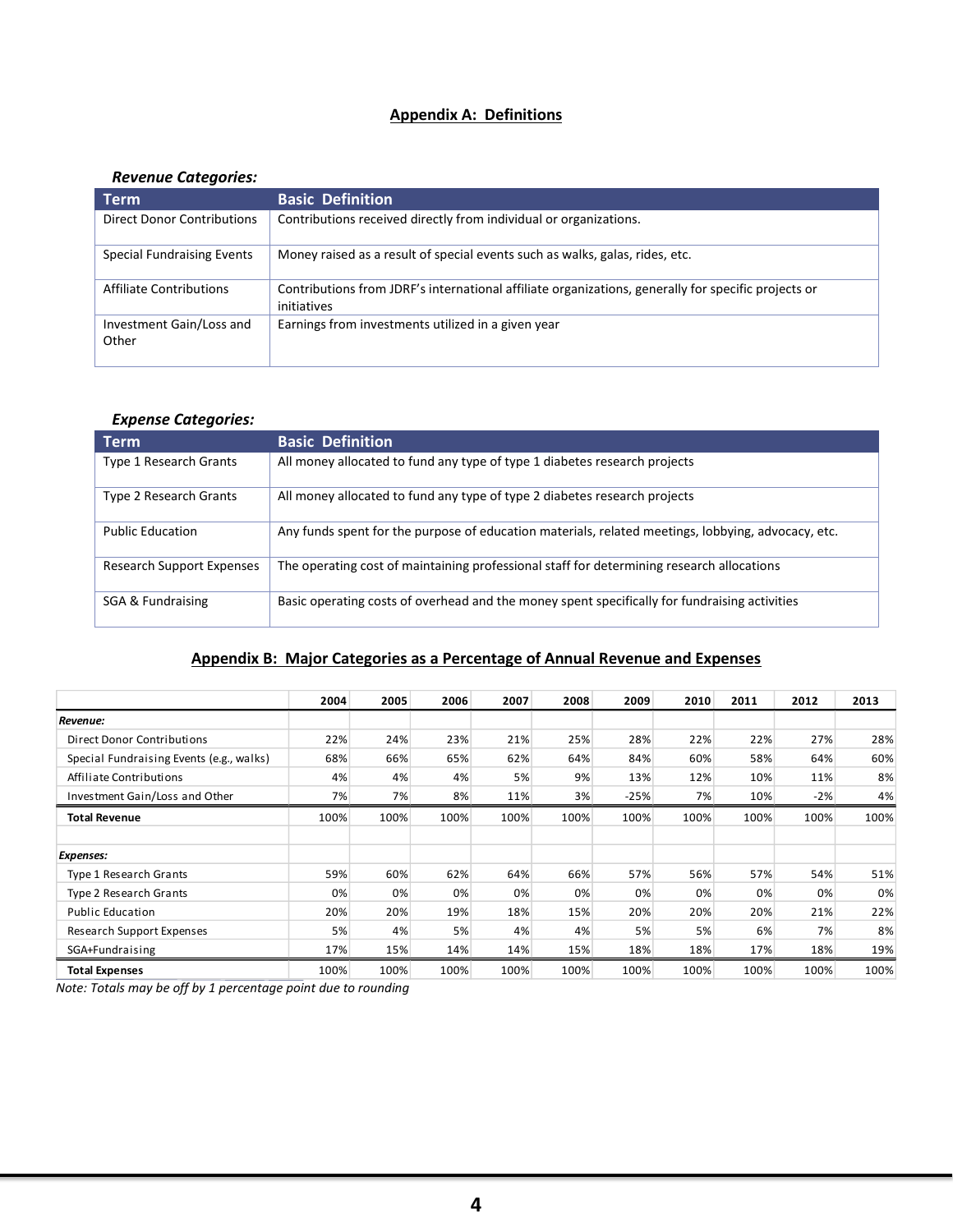## Appendix A: Definitions

***Revenue Categories:***

| Term | Basic Definition |
|---|---|
| Direct Donor Contributions | Contributions received directly from individual or organizations. |
| Special Fundraising Events | Money raised as a result of special events such as walks, galas, rides, etc. |
| Affiliate Contributions | Contributions from JDRF's international affiliate organizations, generally for specific projects or initiatives |
| Investment Gain/Loss and Other | Earnings from investments utilized in a given year |

***Expense Categories:***

| Term | Basic Definition |
|---|---|
| Type 1 Research Grants | All money allocated to fund any type of type 1 diabetes research projects |
| Type 2 Research Grants | All money allocated to fund any type of type 2 diabetes research projects |
| Public Education | Any funds spent for the purpose of education materials, related meetings, lobbying, advocacy, etc. |
| Research Support Expenses | The operating cost of maintaining professional staff for determining research allocations |
| SGA & Fundraising | Basic operating costs of overhead and the money spent specifically for fundraising activities |

## Appendix B: Major Categories as a Percentage of Annual Revenue and Expenses

| | 2004 | 2005 | 2006 | 2007 | 2008 | 2009 | 2010 | 2011 | 2012 | 2013 |
|---|---|---|---|---|---|---|---|---|---|---|
| ***Revenue:*** | | | | | | | | | | |
| Direct Donor Contributions | 22% | 24% | 23% | 21% | 25% | 28% | 22% | 22% | 27% | 28% |
| Special Fundraising Events (e.g., walks) | 68% | 66% | 65% | 62% | 64% | 84% | 60% | 58% | 64% | 60% |
| Affiliate Contributions | 4% | 4% | 4% | 5% | 9% | 13% | 12% | 10% | 11% | 8% |
| Investment Gain/Loss and Other | 7% | 7% | 8% | 11% | 3% | -25% | 7% | 10% | -2% | 4% |
| **Total Revenue** | 100% | 100% | 100% | 100% | 100% | 100% | 100% | 100% | 100% | 100% |
| | | | | | | | | | | |
| ***Expenses:*** | | | | | | | | | | |
| Type 1 Research Grants | 59% | 60% | 62% | 64% | 66% | 57% | 56% | 57% | 54% | 51% |
| Type 2 Research Grants | 0% | 0% | 0% | 0% | 0% | 0% | 0% | 0% | 0% | 0% |
| Public Education | 20% | 20% | 19% | 18% | 15% | 20% | 20% | 20% | 21% | 22% |
| Research Support Expenses | 5% | 4% | 5% | 4% | 4% | 5% | 5% | 6% | 7% | 8% |
| SGA+Fundraising | 17% | 15% | 14% | 14% | 15% | 18% | 18% | 17% | 18% | 19% |
| **Total Expenses** | 100% | 100% | 100% | 100% | 100% | 100% | 100% | 100% | 100% | 100% |

*Note: Totals may be off by 1 percentage point due to rounding*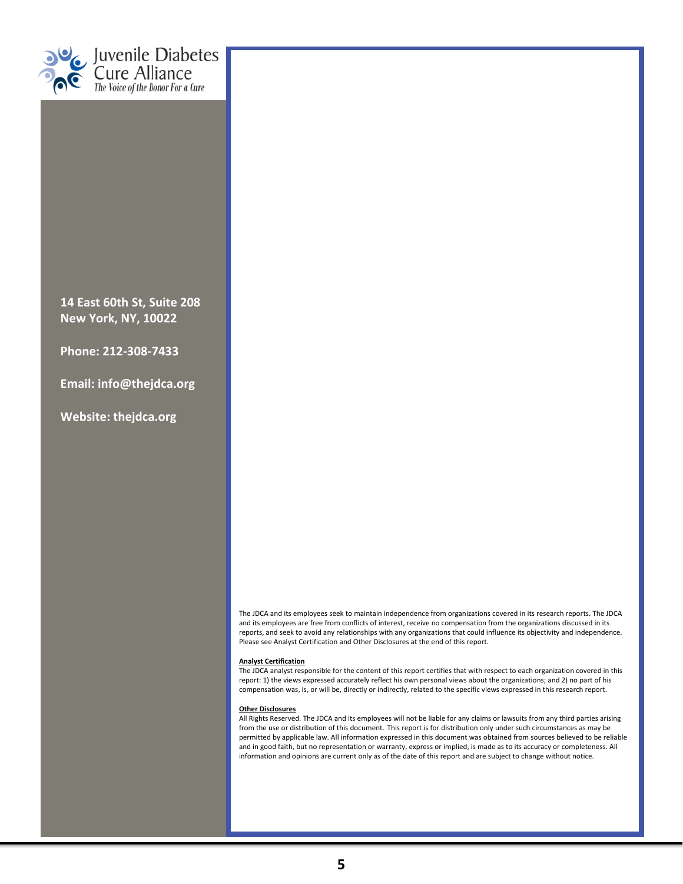Juvenile Diabetes Cure Alliance

*The Voice of the Donor For a Cure*

**14 East 60th St, Suite 208**
**New York, NY, 10022**

**Phone: 212-308-7433**

**Email: info@thejdca.org**

**Website: thejdca.org**

The JDCA and its employees seek to maintain independence from organizations covered in its research reports. The JDCA and its employees are free from conflicts of interest, receive no compensation from the organizations discussed in its reports, and seek to avoid any relationships with any organizations that could influence its objectivity and independence. Please see Analyst Certification and Other Disclosures at the end of this report.

**Analyst Certification**

The JDCA analyst responsible for the content of this report certifies that with respect to each organization covered in this report: 1) the views expressed accurately reflect his own personal views about the organizations; and 2) no part of his compensation was, is, or will be, directly or indirectly, related to the specific views expressed in this research report.

**Other Disclosures**

All Rights Reserved. The JDCA and its employees will not be liable for any claims or lawsuits from any third parties arising from the use or distribution of this document. This report is for distribution only under such circumstances as may be permitted by applicable law. All information expressed in this document was obtained from sources believed to be reliable and in good faith, but no representation or warranty, express or implied, is made as to its accuracy or completeness. All information and opinions are current only as of the date of this report and are subject to change without notice.